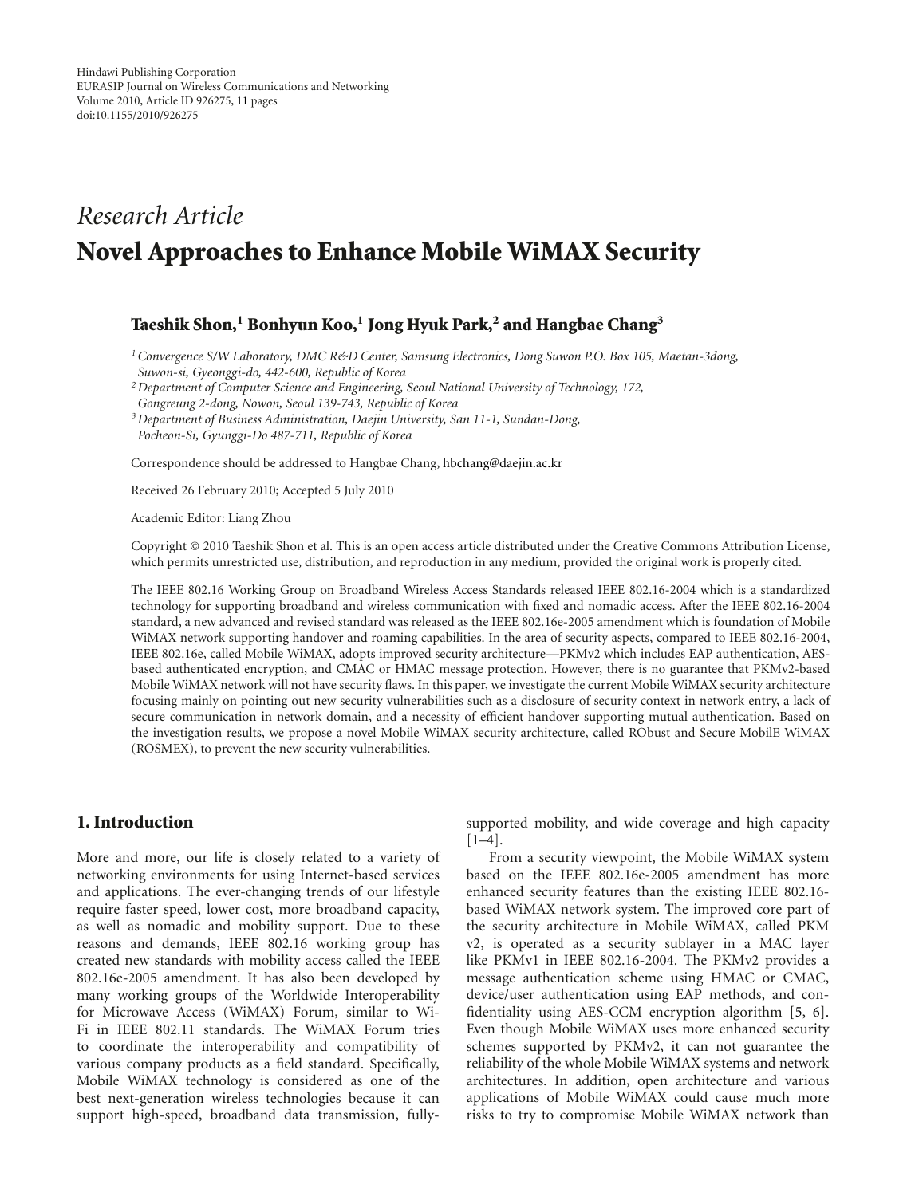Hindawi Publishing Corporation
EURASIP Journal on Wireless Communications and Networking
Volume 2010, Article ID 926275, 11 pages
doi:10.1155/2010/926275

*Research Article*

# Novel Approaches to Enhance Mobile WiMAX Security

**Taeshik Shon,[1] Bonhyun Koo,[1] Jong Hyuk Park,[2] and Hangbae Chang[3]**

[1] *Convergence S/W Laboratory, DMC R&D Center, Samsung Electronics, Dong Suwon P.O. Box 105, Maetan-3dong, Suwon-si, Gyeonggi-do, 442-600, Republic of Korea*

[2] *Department of Computer Science and Engineering, Seoul National University of Technology, 172, Gongreung 2-dong, Nowon, Seoul 139-743, Republic of Korea*

[3] *Department of Business Administration, Daejin University, San 11-1, Sundan-Dong, Pocheon-Si, Gyunggi-Do 487-711, Republic of Korea*

Correspondence should be addressed to Hangbae Chang, hbchang@daejin.ac.kr

Received 26 February 2010; Accepted 5 July 2010

Academic Editor: Liang Zhou

Copyright © 2010 Taeshik Shon et al. This is an open access article distributed under the Creative Commons Attribution License, which permits unrestricted use, distribution, and reproduction in any medium, provided the original work is properly cited.

The IEEE 802.16 Working Group on Broadband Wireless Access Standards released IEEE 802.16-2004 which is a standardized technology for supporting broadband and wireless communication with fixed and nomadic access. After the IEEE 802.16-2004 standard, a new advanced and revised standard was released as the IEEE 802.16e-2005 amendment which is foundation of Mobile WiMAX network supporting handover and roaming capabilities. In the area of security aspects, compared to IEEE 802.16-2004, IEEE 802.16e, called Mobile WiMAX, adopts improved security architecture—PKMv2 which includes EAP authentication, AES-based authenticated encryption, and CMAC or HMAC message protection. However, there is no guarantee that PKMv2-based Mobile WiMAX network will not have security flaws. In this paper, we investigate the current Mobile WiMAX security architecture focusing mainly on pointing out new security vulnerabilities such as a disclosure of security context in network entry, a lack of secure communication in network domain, and a necessity of efficient handover supporting mutual authentication. Based on the investigation results, we propose a novel Mobile WiMAX security architecture, called RObust and Secure MobilE WiMAX (ROSMEX), to prevent the new security vulnerabilities.

## 1. Introduction

More and more, our life is closely related to a variety of networking environments for using Internet-based services and applications. The ever-changing trends of our lifestyle require faster speed, lower cost, more broadband capacity, as well as nomadic and mobility support. Due to these reasons and demands, IEEE 802.16 working group has created new standards with mobility access called the IEEE 802.16e-2005 amendment. It has also been developed by many working groups of the Worldwide Interoperability for Microwave Access (WiMAX) Forum, similar to Wi-Fi in IEEE 802.11 standards. The WiMAX Forum tries to coordinate the interoperability and compatibility of various company products as a field standard. Specifically, Mobile WiMAX technology is considered as one of the best next-generation wireless technologies because it can support high-speed, broadband data transmission, fully-supported mobility, and wide coverage and high capacity [1–4].

From a security viewpoint, the Mobile WiMAX system based on the IEEE 802.16e-2005 amendment has more enhanced security features than the existing IEEE 802.16-based WiMAX network system. The improved core part of the security architecture in Mobile WiMAX, called PKM v2, is operated as a security sublayer in a MAC layer like PKMv1 in IEEE 802.16-2004. The PKMv2 provides a message authentication scheme using HMAC or CMAC, device/user authentication using EAP methods, and confidentiality using AES-CCM encryption algorithm [5, 6]. Even though Mobile WiMAX uses more enhanced security schemes supported by PKMv2, it can not guarantee the reliability of the whole Mobile WiMAX systems and network architectures. In addition, open architecture and various applications of Mobile WiMAX could cause much more risks to try to compromise Mobile WiMAX network than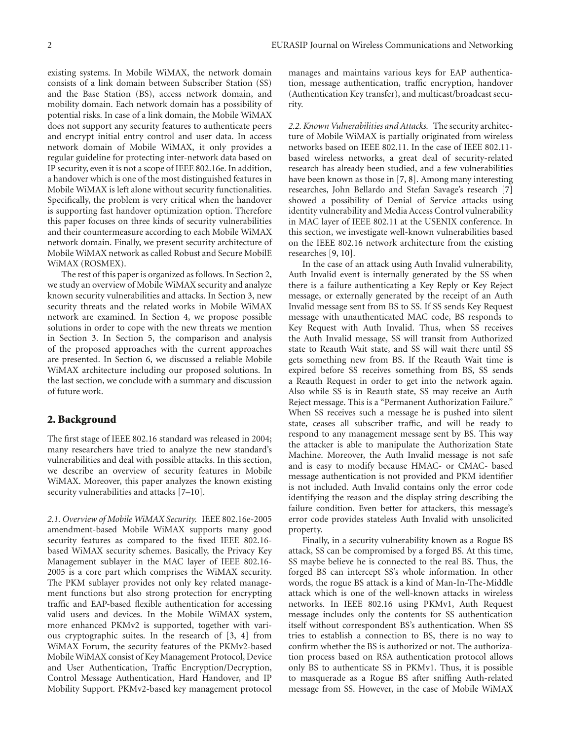existing systems. In Mobile WiMAX, the network domain consists of a link domain between Subscriber Station (SS) and the Base Station (BS), access network domain, and mobility domain. Each network domain has a possibility of potential risks. In case of a link domain, the Mobile WiMAX does not support any security features to authenticate peers and encrypt initial entry control and user data. In access network domain of Mobile WiMAX, it only provides a regular guideline for protecting inter-network data based on IP security, even it is not a scope of IEEE 802.16e. In addition, a handover which is one of the most distinguished features in Mobile WiMAX is left alone without security functionalities. Specifically, the problem is very critical when the handover is supporting fast handover optimization option. Therefore this paper focuses on three kinds of security vulnerabilities and their countermeasure according to each Mobile WiMAX network domain. Finally, we present security architecture of Mobile WiMAX network as called Robust and Secure MobilE WiMAX (ROSMEX).

The rest of this paper is organized as follows. In Section 2, we study an overview of Mobile WiMAX security and analyze known security vulnerabilities and attacks. In Section 3, new security threats and the related works in Mobile WiMAX network are examined. In Section 4, we propose possible solutions in order to cope with the new threats we mention in Section 3. In Section 5, the comparison and analysis of the proposed approaches with the current approaches are presented. In Section 6, we discussed a reliable Mobile WiMAX architecture including our proposed solutions. In the last section, we conclude with a summary and discussion of future work.

## 2. Background

The first stage of IEEE 802.16 standard was released in 2004; many researchers have tried to analyze the new standard's vulnerabilities and deal with possible attacks. In this section, we describe an overview of security features in Mobile WiMAX. Moreover, this paper analyzes the known existing security vulnerabilities and attacks [7–10].

*2.1. Overview of Mobile WiMAX Security.* IEEE 802.16e-2005 amendment-based Mobile WiMAX supports many good security features as compared to the fixed IEEE 802.16-based WiMAX security schemes. Basically, the Privacy Key Management sublayer in the MAC layer of IEEE 802.16-2005 is a core part which comprises the WiMAX security. The PKM sublayer provides not only key related management functions but also strong protection for encrypting traffic and EAP-based flexible authentication for accessing valid users and devices. In the Mobile WiMAX system, more enhanced PKMv2 is supported, together with various cryptographic suites. In the research of [3, 4] from WiMAX Forum, the security features of the PKMv2-based Mobile WiMAX consist of Key Management Protocol, Device and User Authentication, Traffic Encryption/Decryption, Control Message Authentication, Hard Handover, and IP Mobility Support. PKMv2-based key management protocol manages and maintains various keys for EAP authentication, message authentication, traffic encryption, handover (Authentication Key transfer), and multicast/broadcast security.

*2.2. Known Vulnerabilities and Attacks.* The security architecture of Mobile WiMAX is partially originated from wireless networks based on IEEE 802.11. In the case of IEEE 802.11-based wireless networks, a great deal of security-related research has already been studied, and a few vulnerabilities have been known as those in [7, 8]. Among many interesting researches, John Bellardo and Stefan Savage's research [7] showed a possibility of Denial of Service attacks using identity vulnerability and Media Access Control vulnerability in MAC layer of IEEE 802.11 at the USENIX conference. In this section, we investigate well-known vulnerabilities based on the IEEE 802.16 network architecture from the existing researches [9, 10].

In the case of an attack using Auth Invalid vulnerability, Auth Invalid event is internally generated by the SS when there is a failure authenticating a Key Reply or Key Reject message, or externally generated by the receipt of an Auth Invalid message sent from BS to SS. If SS sends Key Request message with unauthenticated MAC code, BS responds to Key Request with Auth Invalid. Thus, when SS receives the Auth Invalid message, SS will transit from Authorized state to Reauth Wait state, and SS will wait there until SS gets something new from BS. If the Reauth Wait time is expired before SS receives something from BS, SS sends a Reauth Request in order to get into the network again. Also while SS is in Reauth state, SS may receive an Auth Reject message. This is a "Permanent Authorization Failure." When SS receives such a message he is pushed into silent state, ceases all subscriber traffic, and will be ready to respond to any management message sent by BS. This way the attacker is able to manipulate the Authorization State Machine. Moreover, the Auth Invalid message is not safe and is easy to modify because HMAC- or CMAC- based message authentication is not provided and PKM identifier is not included. Auth Invalid contains only the error code identifying the reason and the display string describing the failure condition. Even better for attackers, this message's error code provides stateless Auth Invalid with unsolicited property.

Finally, in a security vulnerability known as a Rogue BS attack, SS can be compromised by a forged BS. At this time, SS maybe believe he is connected to the real BS. Thus, the forged BS can intercept SS's whole information. In other words, the rogue BS attack is a kind of Man-In-The-Middle attack which is one of the well-known attacks in wireless networks. In IEEE 802.16 using PKMv1, Auth Request message includes only the contents for SS authentication itself without correspondent BS's authentication. When SS tries to establish a connection to BS, there is no way to confirm whether the BS is authorized or not. The authorization process based on RSA authentication protocol allows only BS to authenticate SS in PKMv1. Thus, it is possible to masquerade as a Rogue BS after sniffing Auth-related message from SS. However, in the case of Mobile WiMAX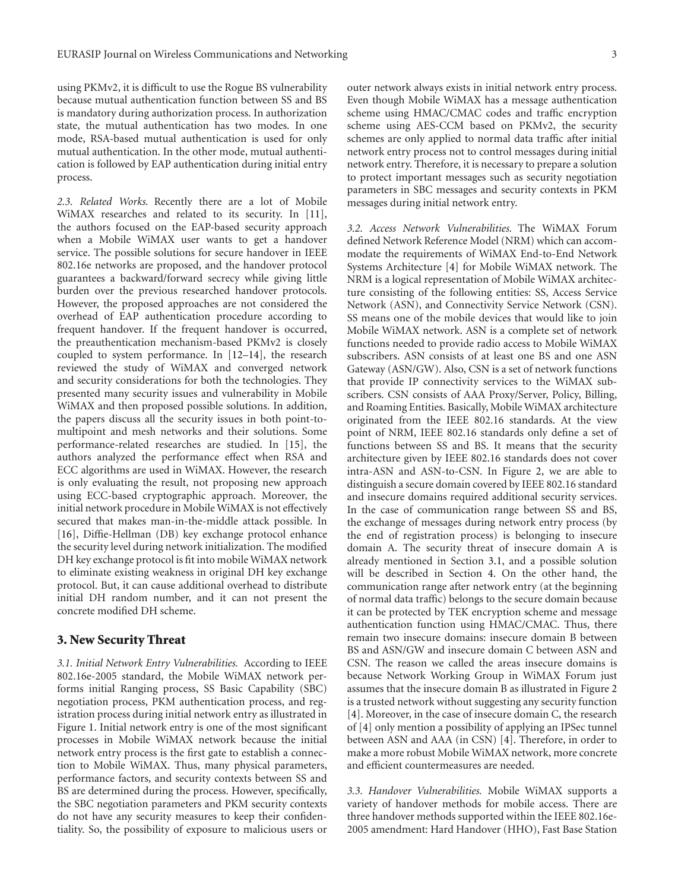using PKMv2, it is difficult to use the Rogue BS vulnerability because mutual authentication function between SS and BS is mandatory during authorization process. In authorization state, the mutual authentication has two modes. In one mode, RSA-based mutual authentication is used for only mutual authentication. In the other mode, mutual authentication is followed by EAP authentication during initial entry process.

*2.3. Related Works.* Recently there are a lot of Mobile WiMAX researches and related to its security. In [11], the authors focused on the EAP-based security approach when a Mobile WiMAX user wants to get a handover service. The possible solutions for secure handover in IEEE 802.16e networks are proposed, and the handover protocol guarantees a backward/forward secrecy while giving little burden over the previous researched handover protocols. However, the proposed approaches are not considered the overhead of EAP authentication procedure according to frequent handover. If the frequent handover is occurred, the preauthentication mechanism-based PKMv2 is closely coupled to system performance. In [12–14], the research reviewed the study of WiMAX and converged network and security considerations for both the technologies. They presented many security issues and vulnerability in Mobile WiMAX and then proposed possible solutions. In addition, the papers discuss all the security issues in both point-to-multipoint and mesh networks and their solutions. Some performance-related researches are studied. In [15], the authors analyzed the performance effect when RSA and ECC algorithms are used in WiMAX. However, the research is only evaluating the result, not proposing new approach using ECC-based cryptographic approach. Moreover, the initial network procedure in Mobile WiMAX is not effectively secured that makes man-in-the-middle attack possible. In [16], Diffie-Hellman (DB) key exchange protocol enhance the security level during network initialization. The modified DH key exchange protocol is fit into mobile WiMAX network to eliminate existing weakness in original DH key exchange protocol. But, it can cause additional overhead to distribute initial DH random number, and it can not present the concrete modified DH scheme.

## 3. New Security Threat

*3.1. Initial Network Entry Vulnerabilities.* According to IEEE 802.16e-2005 standard, the Mobile WiMAX network performs initial Ranging process, SS Basic Capability (SBC) negotiation process, PKM authentication process, and registration process during initial network entry as illustrated in Figure 1. Initial network entry is one of the most significant processes in Mobile WiMAX network because the initial network entry process is the first gate to establish a connection to Mobile WiMAX. Thus, many physical parameters, performance factors, and security contexts between SS and BS are determined during the process. However, specifically, the SBC negotiation parameters and PKM security contexts do not have any security measures to keep their confidentiality. So, the possibility of exposure to malicious users or outer network always exists in initial network entry process. Even though Mobile WiMAX has a message authentication scheme using HMAC/CMAC codes and traffic encryption scheme using AES-CCM based on PKMv2, the security schemes are only applied to normal data traffic after initial network entry process not to control messages during initial network entry. Therefore, it is necessary to prepare a solution to protect important messages such as security negotiation parameters in SBC messages and security contexts in PKM messages during initial network entry.

*3.2. Access Network Vulnerabilities.* The WiMAX Forum defined Network Reference Model (NRM) which can accommodate the requirements of WiMAX End-to-End Network Systems Architecture [4] for Mobile WiMAX network. The NRM is a logical representation of Mobile WiMAX architecture consisting of the following entities: SS, Access Service Network (ASN), and Connectivity Service Network (CSN). SS means one of the mobile devices that would like to join Mobile WiMAX network. ASN is a complete set of network functions needed to provide radio access to Mobile WiMAX subscribers. ASN consists of at least one BS and one ASN Gateway (ASN/GW). Also, CSN is a set of network functions that provide IP connectivity services to the WiMAX subscribers. CSN consists of AAA Proxy/Server, Policy, Billing, and Roaming Entities. Basically, Mobile WiMAX architecture originated from the IEEE 802.16 standards. At the view point of NRM, IEEE 802.16 standards only define a set of functions between SS and BS. It means that the security architecture given by IEEE 802.16 standards does not cover intra-ASN and ASN-to-CSN. In Figure 2, we are able to distinguish a secure domain covered by IEEE 802.16 standard and insecure domains required additional security services. In the case of communication range between SS and BS, the exchange of messages during network entry process (by the end of registration process) is belonging to insecure domain A. The security threat of insecure domain A is already mentioned in Section 3.1, and a possible solution will be described in Section 4. On the other hand, the communication range after network entry (at the beginning of normal data traffic) belongs to the secure domain because it can be protected by TEK encryption scheme and message authentication function using HMAC/CMAC. Thus, there remain two insecure domains: insecure domain B between BS and ASN/GW and insecure domain C between ASN and CSN. The reason we called the areas insecure domains is because Network Working Group in WiMAX Forum just assumes that the insecure domain B as illustrated in Figure 2 is a trusted network without suggesting any security function [4]. Moreover, in the case of insecure domain C, the research of [4] only mention a possibility of applying an IPSec tunnel between ASN and AAA (in CSN) [4]. Therefore, in order to make a more robust Mobile WiMAX network, more concrete and efficient countermeasures are needed.

*3.3. Handover Vulnerabilities.* Mobile WiMAX supports a variety of handover methods for mobile access. There are three handover methods supported within the IEEE 802.16e-2005 amendment: Hard Handover (HHO), Fast Base Station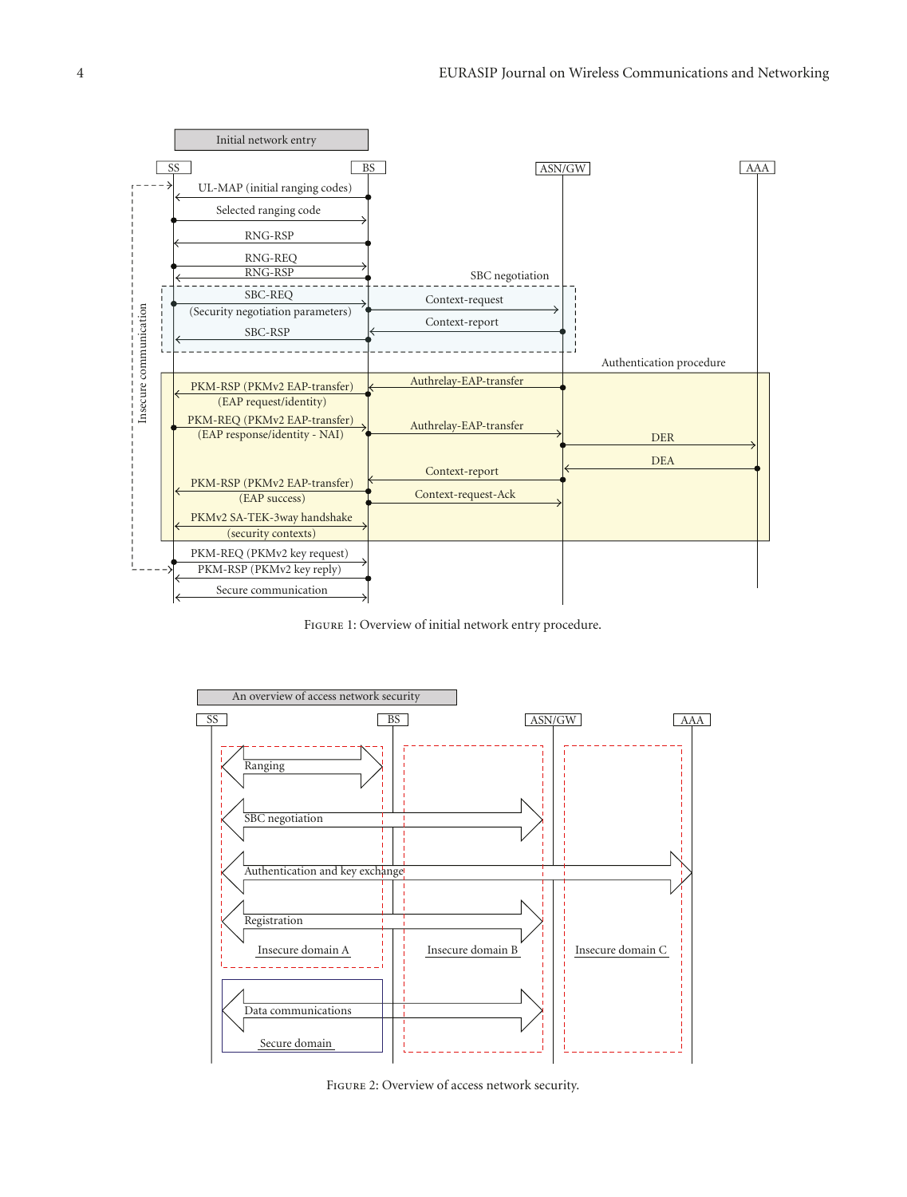Figure 1: Overview of initial network entry procedure.

Figure 2: Overview of access network security.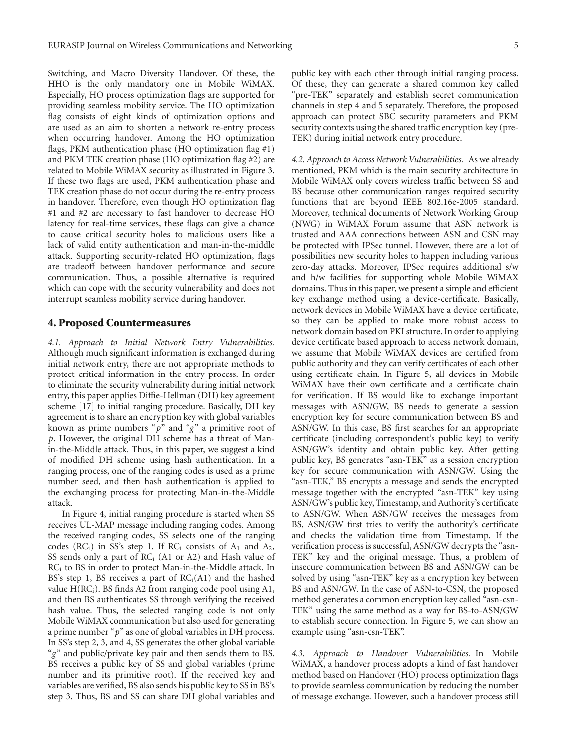Switching, and Macro Diversity Handover. Of these, the HHO is the only mandatory one in Mobile WiMAX. Especially, HO process optimization flags are supported for providing seamless mobility service. The HO optimization flag consists of eight kinds of optimization options and are used as an aim to shorten a network re-entry process when occurring handover. Among the HO optimization flags, PKM authentication phase (HO optimization flag #1) and PKM TEK creation phase (HO optimization flag #2) are related to Mobile WiMAX security as illustrated in Figure 3. If these two flags are used, PKM authentication phase and TEK creation phase do not occur during the re-entry process in handover. Therefore, even though HO optimization flag #1 and #2 are necessary to fast handover to decrease HO latency for real-time services, these flags can give a chance to cause critical security holes to malicious users like a lack of valid entity authentication and man-in-the-middle attack. Supporting security-related HO optimization, flags are tradeoff between handover performance and secure communication. Thus, a possible alternative is required which can cope with the security vulnerability and does not interrupt seamless mobility service during handover.

## 4. Proposed Countermeasures

*4.1. Approach to Initial Network Entry Vulnerabilities.* Although much significant information is exchanged during initial network entry, there are not appropriate methods to protect critical information in the entry process. In order to eliminate the security vulnerability during initial network entry, this paper applies Diffie-Hellman (DH) key agreement scheme [17] to initial ranging procedure. Basically, DH key agreement is to share an encryption key with global variables known as prime numbers "$p$" and "$g$" a primitive root of $p$. However, the original DH scheme has a threat of Man-in-the-Middle attack. Thus, in this paper, we suggest a kind of modified DH scheme using hash authentication. In a ranging process, one of the ranging codes is used as a prime number seed, and then hash authentication is applied to the exchanging process for protecting Man-in-the-Middle attack.

In Figure 4, initial ranging procedure is started when SS receives UL-MAP message including ranging codes. Among the received ranging codes, SS selects one of the ranging codes ($RC_i$) in SS's step 1. If $RC_i$ consists of $A_1$ and $A_2$, SS sends only a part of $RC_i$ (A1 or A2) and Hash value of $RC_i$ to BS in order to protect Man-in-the-Middle attack. In BS's step 1, BS receives a part of $RC_i$(A1) and the hashed value $H(RC_i)$. BS finds A2 from ranging code pool using A1, and then BS authenticates SS through verifying the received hash value. Thus, the selected ranging code is not only Mobile WiMAX communication but also used for generating a prime number "$p$" as one of global variables in DH process. In SS's step 2, 3, and 4, SS generates the other global variable "$g$" and public/private key pair and then sends them to BS. BS receives a public key of SS and global variables (prime number and its primitive root). If the received key and variables are verified, BS also sends his public key to SS in BS's step 3. Thus, BS and SS can share DH global variables and public key with each other through initial ranging process. Of these, they can generate a shared common key called "pre-TEK" separately and establish secret communication channels in step 4 and 5 separately. Therefore, the proposed approach can protect SBC security parameters and PKM security contexts using the shared traffic encryption key (pre-TEK) during initial network entry procedure.

*4.2. Approach to Access Network Vulnerabilities.* As we already mentioned, PKM which is the main security architecture in Mobile WiMAX only covers wireless traffic between SS and BS because other communication ranges required security functions that are beyond IEEE 802.16e-2005 standard. Moreover, technical documents of Network Working Group (NWG) in WiMAX Forum assume that ASN network is trusted and AAA connections between ASN and CSN may be protected with IPSec tunnel. However, there are a lot of possibilities new security holes to happen including various zero-day attacks. Moreover, IPSec requires additional s/w and h/w facilities for supporting whole Mobile WiMAX domains. Thus in this paper, we present a simple and efficient key exchange method using a device-certificate. Basically, network devices in Mobile WiMAX have a device certificate, so they can be applied to make more robust access to network domain based on PKI structure. In order to applying device certificate based approach to access network domain, we assume that Mobile WiMAX devices are certified from public authority and they can verify certificates of each other using certificate chain. In Figure 5, all devices in Mobile WiMAX have their own certificate and a certificate chain for verification. If BS would like to exchange important messages with ASN/GW, BS needs to generate a session encryption key for secure communication between BS and ASN/GW. In this case, BS first searches for an appropriate certificate (including correspondent's public key) to verify ASN/GW's identity and obtain public key. After getting public key, BS generates "asn-TEK" as a session encryption key for secure communication with ASN/GW. Using the "asn-TEK," BS encrypts a message and sends the encrypted message together with the encrypted "asn-TEK" key using ASN/GW's public key, Timestamp, and Authority's certificate to ASN/GW. When ASN/GW receives the messages from BS, ASN/GW first tries to verify the authority's certificate and checks the validation time from Timestamp. If the verification process is successful, ASN/GW decrypts the "asn-TEK" key and the original message. Thus, a problem of insecure communication between BS and ASN/GW can be solved by using "asn-TEK" key as a encryption key between BS and ASN/GW. In the case of ASN-to-CSN, the proposed method generates a common encryption key called "asn-csn-TEK" using the same method as a way for BS-to-ASN/GW to establish secure connection. In Figure 5, we can show an example using "asn-csn-TEK".

*4.3. Approach to Handover Vulnerabilities.* In Mobile WiMAX, a handover process adopts a kind of fast handover method based on Handover (HO) process optimization flags to provide seamless communication by reducing the number of message exchange. However, such a handover process still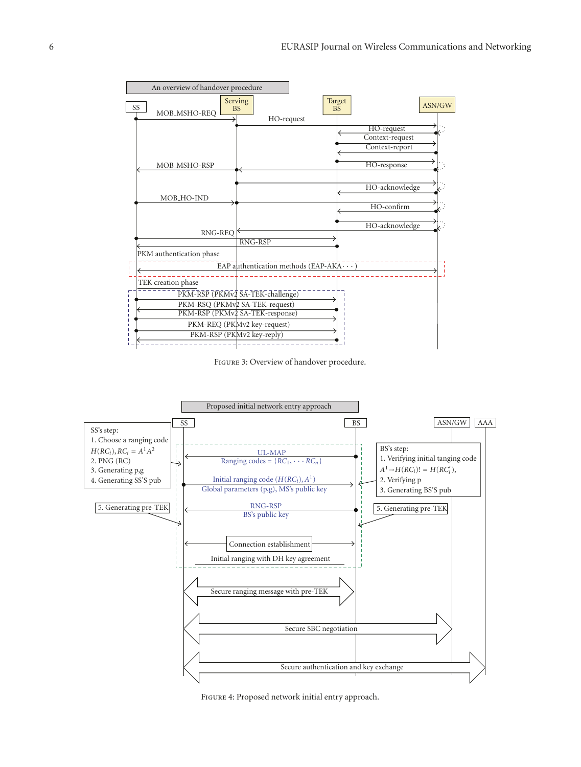FIGURE 3: Overview of handover procedure.

FIGURE 4: Proposed network initial entry approach.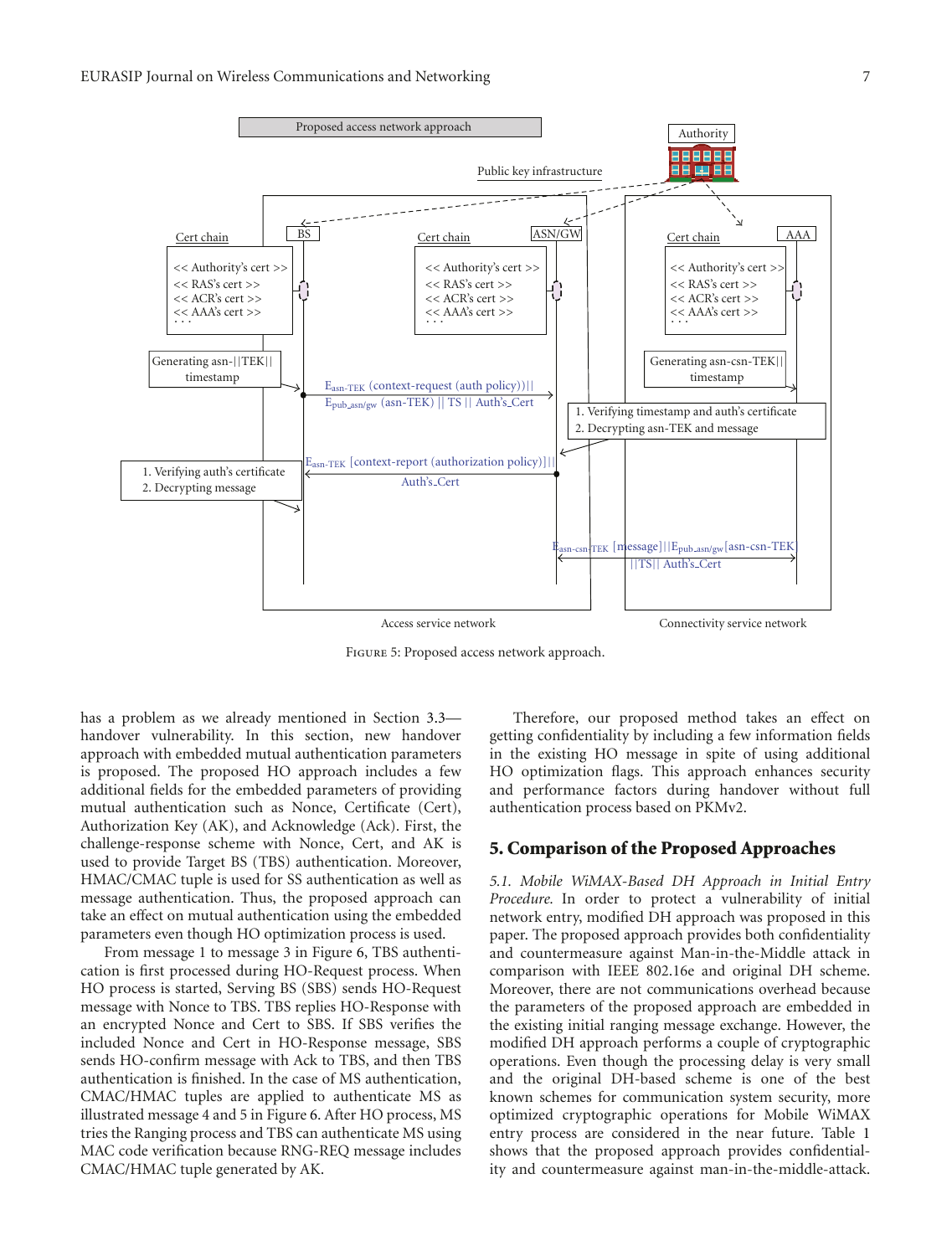Figure 5: Proposed access network approach.

has a problem as we already mentioned in Section 3.3—handover vulnerability. In this section, new handover approach with embedded mutual authentication parameters is proposed. The proposed HO approach includes a few additional fields for the embedded parameters of providing mutual authentication such as Nonce, Certificate (Cert), Authorization Key (AK), and Acknowledge (Ack). First, the challenge-response scheme with Nonce, Cert, and AK is used to provide Target BS (TBS) authentication. Moreover, HMAC/CMAC tuple is used for SS authentication as well as message authentication. Thus, the proposed approach can take an effect on mutual authentication using the embedded parameters even though HO optimization process is used.

From message 1 to message 3 in Figure 6, TBS authentication is first processed during HO-Request process. When HO process is started, Serving BS (SBS) sends HO-Request message with Nonce to TBS. TBS replies HO-Response with an encrypted Nonce and Cert to SBS. If SBS verifies the included Nonce and Cert in HO-Response message, SBS sends HO-confirm message with Ack to TBS, and then TBS authentication is finished. In the case of MS authentication, CMAC/HMAC tuples are applied to authenticate MS as illustrated message 4 and 5 in Figure 6. After HO process, MS tries the Ranging process and TBS can authenticate MS using MAC code verification because RNG-REQ message includes CMAC/HMAC tuple generated by AK.

Therefore, our proposed method takes an effect on getting confidentiality by including a few information fields in the existing HO message in spite of using additional HO optimization flags. This approach enhances security and performance factors during handover without full authentication process based on PKMv2.

## 5. Comparison of the Proposed Approaches

*5.1. Mobile WiMAX-Based DH Approach in Initial Entry Procedure.* In order to protect a vulnerability of initial network entry, modified DH approach was proposed in this paper. The proposed approach provides both confidentiality and countermeasure against Man-in-the-Middle attack in comparison with IEEE 802.16e and original DH scheme. Moreover, there are not communications overhead because the parameters of the proposed approach are embedded in the existing initial ranging message exchange. However, the modified DH approach performs a couple of cryptographic operations. Even though the processing delay is very small and the original DH-based scheme is one of the best known schemes for communication system security, more optimized cryptographic operations for Mobile WiMAX entry process are considered in the near future. Table 1 shows that the proposed approach provides confidentiality and countermeasure against man-in-the-middle-attack.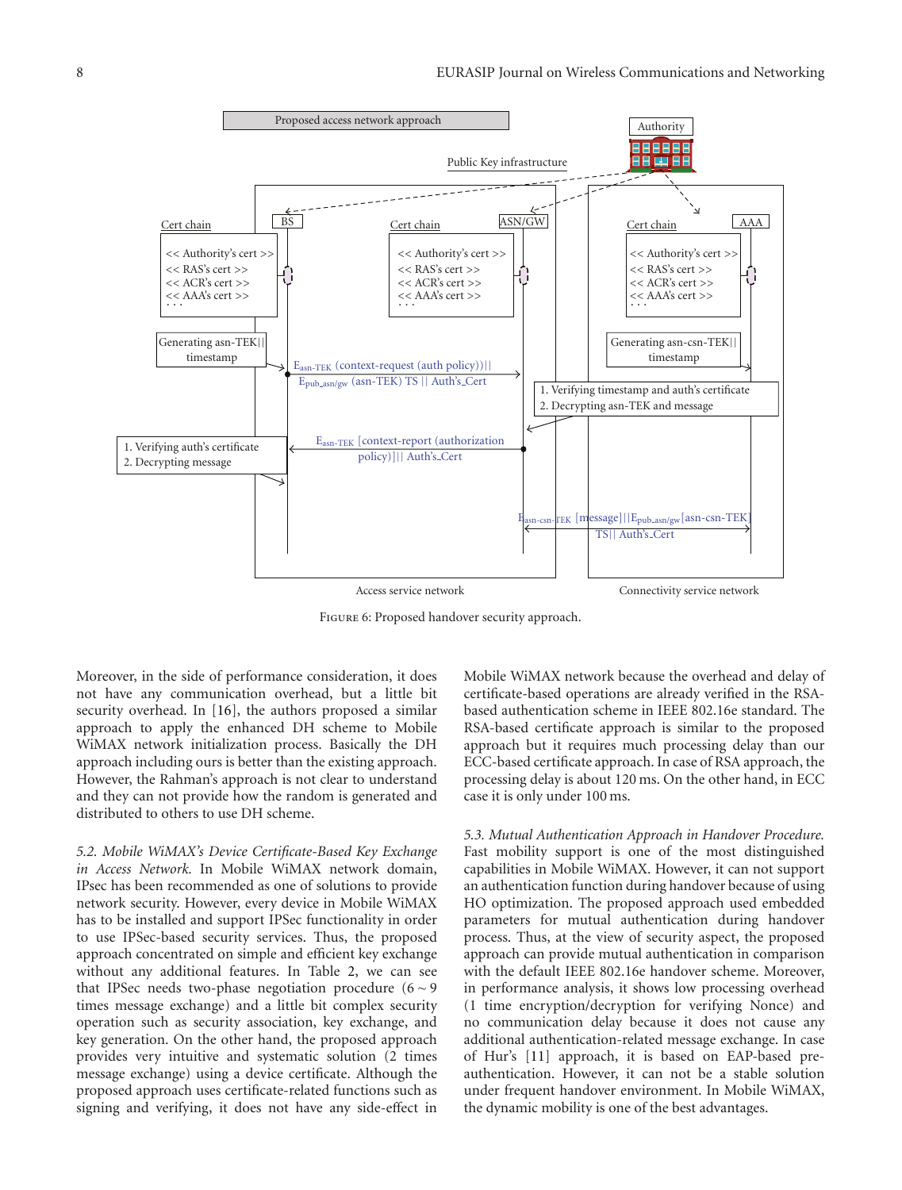FIGURE 6: Proposed handover security approach.

Moreover, in the side of performance consideration, it does not have any communication overhead, but a little bit security overhead. In [16], the authors proposed a similar approach to apply the enhanced DH scheme to Mobile WiMAX network initialization process. Basically the DH approach including ours is better than the existing approach. However, the Rahman's approach is not clear to understand and they can not provide how the random is generated and distributed to others to use DH scheme.

*5.2. Mobile WiMAX's Device Certificate-Based Key Exchange in Access Network.* In Mobile WiMAX network domain, IPsec has been recommended as one of solutions to provide network security. However, every device in Mobile WiMAX has to be installed and support IPSec functionality in order to use IPSec-based security services. Thus, the proposed approach concentrated on simple and efficient key exchange without any additional features. In Table 2, we can see that IPSec needs two-phase negotiation procedure ($6 \sim 9$ times message exchange) and a little bit complex security operation such as security association, key exchange, and key generation. On the other hand, the proposed approach provides very intuitive and systematic solution (2 times message exchange) using a device certificate. Although the proposed approach uses certificate-related functions such as signing and verifying, it does not have any side-effect in Mobile WiMAX network because the overhead and delay of certificate-based operations are already verified in the RSA-based authentication scheme in IEEE 802.16e standard. The RSA-based certificate approach is similar to the proposed approach but it requires much processing delay than our ECC-based certificate approach. In case of RSA approach, the processing delay is about 120 ms. On the other hand, in ECC case it is only under 100 ms.

*5.3. Mutual Authentication Approach in Handover Procedure.* Fast mobility support is one of the most distinguished capabilities in Mobile WiMAX. However, it can not support an authentication function during handover because of using HO optimization. The proposed approach used embedded parameters for mutual authentication during handover process. Thus, at the view of security aspect, the proposed approach can provide mutual authentication in comparison with the default IEEE 802.16e handover scheme. Moreover, in performance analysis, it shows low processing overhead (1 time encryption/decryption for verifying Nonce) and no communication delay because it does not cause any additional authentication-related message exchange. In case of Hur's [11] approach, it is based on EAP-based pre-authentication. However, it can not be a stable solution under frequent handover environment. In Mobile WiMAX, the dynamic mobility is one of the best advantages.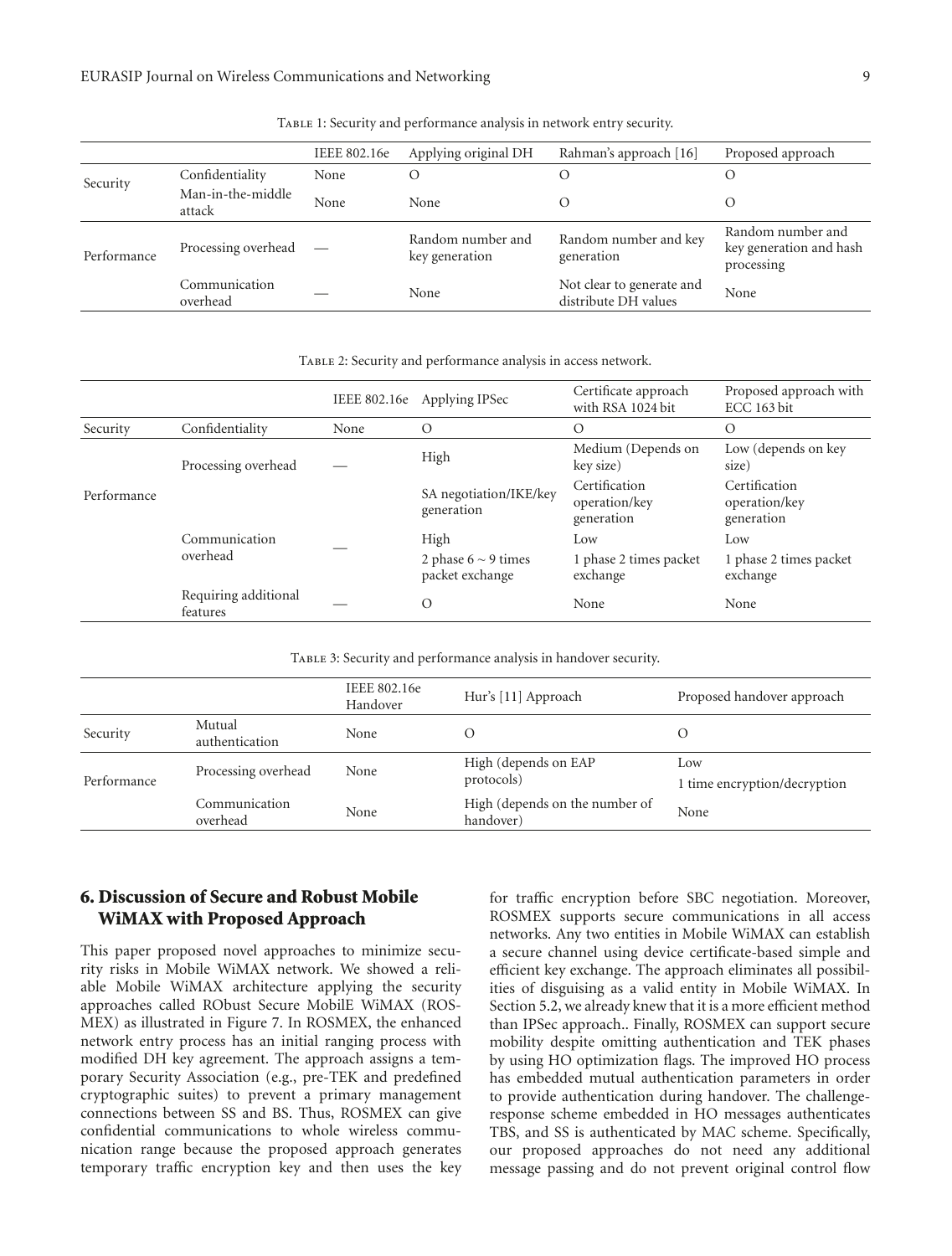Table 1: Security and performance analysis in network entry security.

| | | IEEE 802.16e | Applying original DH | Rahman's approach [16] | Proposed approach |
|---|---|---|---|---|---|
| Security | Confidentiality | None | O | O | O |
| | Man-in-the-middle attack | None | None | O | O |
| Performance | Processing overhead | — | Random number and key generation | Random number and key generation | Random number and key generation and hash processing |
| | Communication overhead | — | None | Not clear to generate and distribute DH values | None |

Table 2: Security and performance analysis in access network.

| | | IEEE 802.16e | Applying IPSec | Certificate approach with RSA 1024 bit | Proposed approach with ECC 163 bit |
|---|---|---|---|---|---|
| Security | Confidentiality | None | O | O | O |
| Performance | Processing overhead | — | High | Medium (Depends on key size) | Low (depends on key size) |
| | | | SA negotiation/IKE/key generation | Certification operation/key generation | Certification operation/key generation |
| | Communication overhead | — | High | Low | Low |
| | | | 2 phase 6 ~ 9 times packet exchange | 1 phase 2 times packet exchange | 1 phase 2 times packet exchange |
| | Requiring additional features | — | O | None | None |

Table 3: Security and performance analysis in handover security.

| | | IEEE 802.16e Handover | Hur's [11] Approach | Proposed handover approach |
|---|---|---|---|---|
| Security | Mutual authentication | None | O | O |
| Performance | Processing overhead | None | High (depends on EAP protocols) | Low 1 time encryption/decryption |
| | Communication overhead | None | High (depends on the number of handover) | None |

## 6. Discussion of Secure and Robust Mobile WiMAX with Proposed Approach

This paper proposed novel approaches to minimize security risks in Mobile WiMAX network. We showed a reliable Mobile WiMAX architecture applying the security approaches called RObust Secure MobilE WiMAX (ROSMEX) as illustrated in Figure 7. In ROSMEX, the enhanced network entry process has an initial ranging process with modified DH key agreement. The approach assigns a temporary Security Association (e.g., pre-TEK and predefined cryptographic suites) to prevent a primary management connections between SS and BS. Thus, ROSMEX can give confidential communications to whole wireless communication range because the proposed approach generates temporary traffic encryption key and then uses the key for traffic encryption before SBC negotiation. Moreover, ROSMEX supports secure communications in all access networks. Any two entities in Mobile WiMAX can establish a secure channel using device certificate-based simple and efficient key exchange. The approach eliminates all possibilities of disguising as a valid entity in Mobile WiMAX. In Section 5.2, we already knew that it is a more efficient method than IPSec approach.. Finally, ROSMEX can support secure mobility despite omitting authentication and TEK phases by using HO optimization flags. The improved HO process has embedded mutual authentication parameters in order to provide authentication during handover. The challenge-response scheme embedded in HO messages authenticates TBS, and SS is authenticated by MAC scheme. Specifically, our proposed approaches do not need any additional message passing and do not prevent original control flow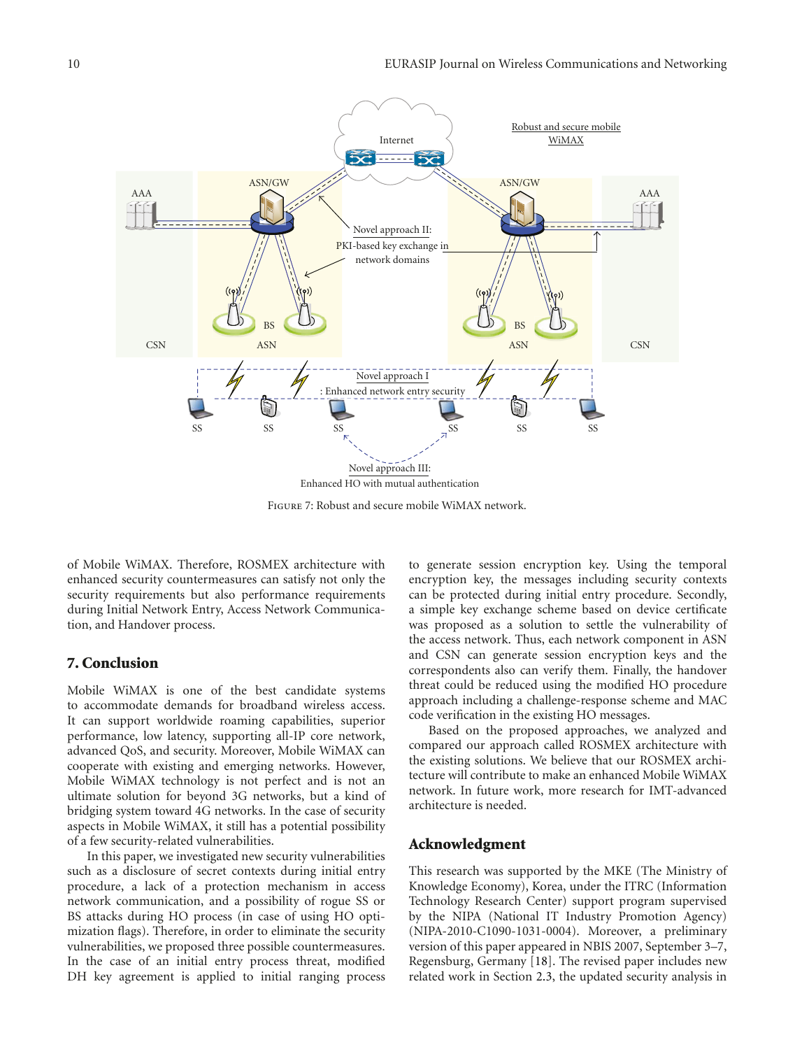Internet

Robust and secure mobile WiMAX

AAA

ASN/GW

ASN/GW

AAA

Novel approach II:
PKI-based key exchange in network domains

BS

BS

CSN

ASN

ASN

CSN

Novel approach I
: Enhanced network entry security

SS

SS

SS

SS

SS

SS

Novel approach III:
Enhanced HO with mutual authentication

Figure 7: Robust and secure mobile WiMAX network.

of Mobile WiMAX. Therefore, ROSMEX architecture with enhanced security countermeasures can satisfy not only the security requirements but also performance requirements during Initial Network Entry, Access Network Communication, and Handover process.

## 7. Conclusion

Mobile WiMAX is one of the best candidate systems to accommodate demands for broadband wireless access. It can support worldwide roaming capabilities, superior performance, low latency, supporting all-IP core network, advanced QoS, and security. Moreover, Mobile WiMAX can cooperate with existing and emerging networks. However, Mobile WiMAX technology is not perfect and is not an ultimate solution for beyond 3G networks, but a kind of bridging system toward 4G networks. In the case of security aspects in Mobile WiMAX, it still has a potential possibility of a few security-related vulnerabilities.

In this paper, we investigated new security vulnerabilities such as a disclosure of secret contexts during initial entry procedure, a lack of a protection mechanism in access network communication, and a possibility of rogue SS or BS attacks during HO process (in case of using HO optimization flags). Therefore, in order to eliminate the security vulnerabilities, we proposed three possible countermeasures. In the case of an initial entry process threat, modified DH key agreement is applied to initial ranging process to generate session encryption key. Using the temporal encryption key, the messages including security contexts can be protected during initial entry procedure. Secondly, a simple key exchange scheme based on device certificate was proposed as a solution to settle the vulnerability of the access network. Thus, each network component in ASN and CSN can generate session encryption keys and the correspondents also can verify them. Finally, the handover threat could be reduced using the modified HO procedure approach including a challenge-response scheme and MAC code verification in the existing HO messages.

Based on the proposed approaches, we analyzed and compared our approach called ROSMEX architecture with the existing solutions. We believe that our ROSMEX architecture will contribute to make an enhanced Mobile WiMAX network. In future work, more research for IMT-advanced architecture is needed.

## Acknowledgment

This research was supported by the MKE (The Ministry of Knowledge Economy), Korea, under the ITRC (Information Technology Research Center) support program supervised by the NIPA (National IT Industry Promotion Agency) (NIPA-2010-C1090-1031-0004). Moreover, a preliminary version of this paper appeared in NBIS 2007, September 3–7, Regensburg, Germany [18]. The revised paper includes new related work in Section 2.3, the updated security analysis in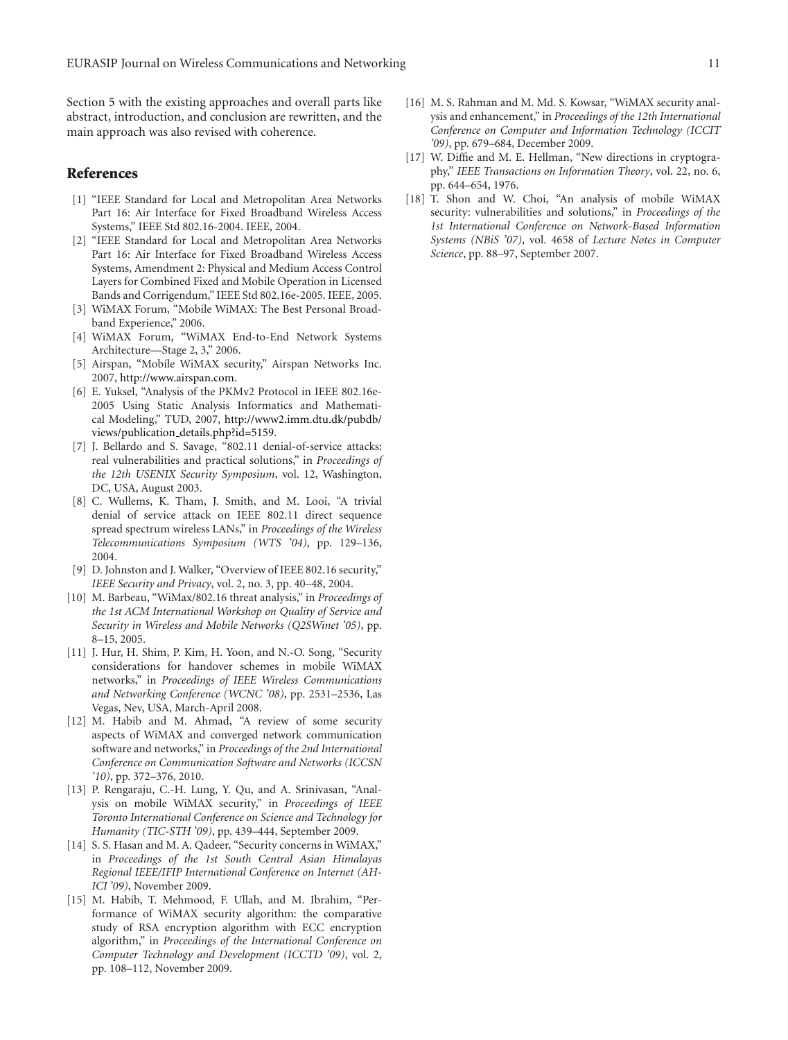Section 5 with the existing approaches and overall parts like abstract, introduction, and conclusion are rewritten, and the main approach was also revised with coherence.

## References

[1] "IEEE Standard for Local and Metropolitan Area Networks Part 16: Air Interface for Fixed Broadband Wireless Access Systems," IEEE Std 802.16-2004. IEEE, 2004.

[2] "IEEE Standard for Local and Metropolitan Area Networks Part 16: Air Interface for Fixed Broadband Wireless Access Systems, Amendment 2: Physical and Medium Access Control Layers for Combined Fixed and Mobile Operation in Licensed Bands and Corrigendum," IEEE Std 802.16e-2005. IEEE, 2005.

[3] WiMAX Forum, "Mobile WiMAX: The Best Personal Broadband Experience," 2006.

[4] WiMAX Forum, "WiMAX End-to-End Network Systems Architecture—Stage 2, 3," 2006.

[5] Airspan, "Mobile WiMAX security," Airspan Networks Inc. 2007, http://www.airspan.com.

[6] E. Yuksel, "Analysis of the PKMv2 Protocol in IEEE 802.16e-2005 Using Static Analysis Informatics and Mathematical Modeling," TUD, 2007, http://www2.imm.dtu.dk/pubdb/views/publication_details.php?id=5159.

[7] J. Bellardo and S. Savage, "802.11 denial-of-service attacks: real vulnerabilities and practical solutions," in *Proceedings of the 12th USENIX Security Symposium*, vol. 12, Washington, DC, USA, August 2003.

[8] C. Wullems, K. Tham, J. Smith, and M. Looi, "A trivial denial of service attack on IEEE 802.11 direct sequence spread spectrum wireless LANs," in *Proceedings of the Wireless Telecommunications Symposium (WTS '04)*, pp. 129–136, 2004.

[9] D. Johnston and J. Walker, "Overview of IEEE 802.16 security," *IEEE Security and Privacy*, vol. 2, no. 3, pp. 40–48, 2004.

[10] M. Barbeau, "WiMax/802.16 threat analysis," in *Proceedings of the 1st ACM International Workshop on Quality of Service and Security in Wireless and Mobile Networks (Q2SWinet '05)*, pp. 8–15, 2005.

[11] J. Hur, H. Shim, P. Kim, H. Yoon, and N.-O. Song, "Security considerations for handover schemes in mobile WiMAX networks," in *Proceedings of IEEE Wireless Communications and Networking Conference (WCNC '08)*, pp. 2531–2536, Las Vegas, Nev, USA, March-April 2008.

[12] M. Habib and M. Ahmad, "A review of some security aspects of WiMAX and converged network communication software and networks," in *Proceedings of the 2nd International Conference on Communication Software and Networks (ICCSN '10)*, pp. 372–376, 2010.

[13] P. Rengaraju, C.-H. Lung, Y. Qu, and A. Srinivasan, "Analysis on mobile WiMAX security," in *Proceedings of IEEE Toronto International Conference on Science and Technology for Humanity (TIC-STH '09)*, pp. 439–444, September 2009.

[14] S. S. Hasan and M. A. Qadeer, "Security concerns in WiMAX," in *Proceedings of the 1st South Central Asian Himalayas Regional IEEE/IFIP International Conference on Internet (AH-ICI '09)*, November 2009.

[15] M. Habib, T. Mehmood, F. Ullah, and M. Ibrahim, "Performance of WiMAX security algorithm: the comparative study of RSA encryption algorithm with ECC encryption algorithm," in *Proceedings of the International Conference on Computer Technology and Development (ICCTD '09)*, vol. 2, pp. 108–112, November 2009.

[16] M. S. Rahman and M. Md. S. Kowsar, "WiMAX security analysis and enhancement," in *Proceedings of the 12th International Conference on Computer and Information Technology (ICCIT '09)*, pp. 679–684, December 2009.

[17] W. Diffie and M. E. Hellman, "New directions in cryptography," *IEEE Transactions on Information Theory*, vol. 22, no. 6, pp. 644–654, 1976.

[18] T. Shon and W. Choi, "An analysis of mobile WiMAX security: vulnerabilities and solutions," in *Proceedings of the 1st International Conference on Network-Based Information Systems (NBiS '07)*, vol. 4658 of *Lecture Notes in Computer Science*, pp. 88–97, September 2007.